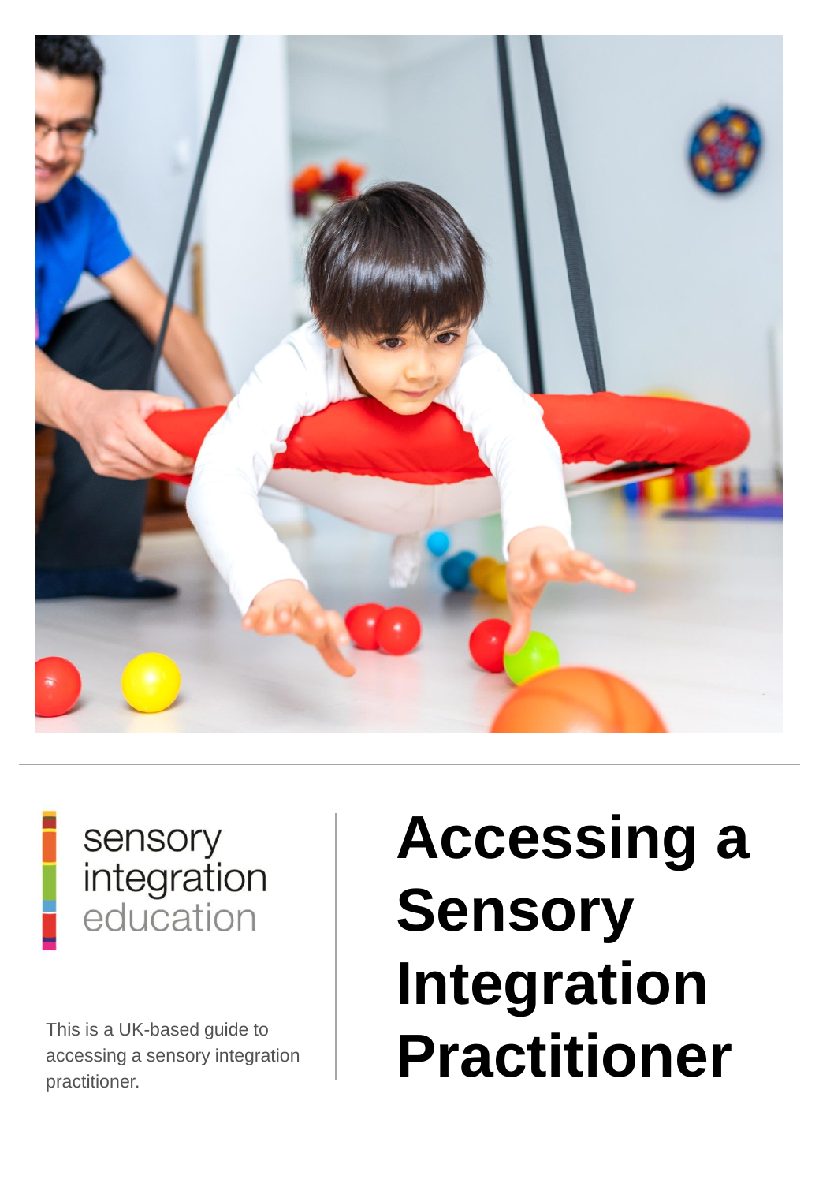sensory
integration
education

# Accessing a Sensory Integration Practitioner

This is a UK-based guide to accessing a sensory integration practitioner.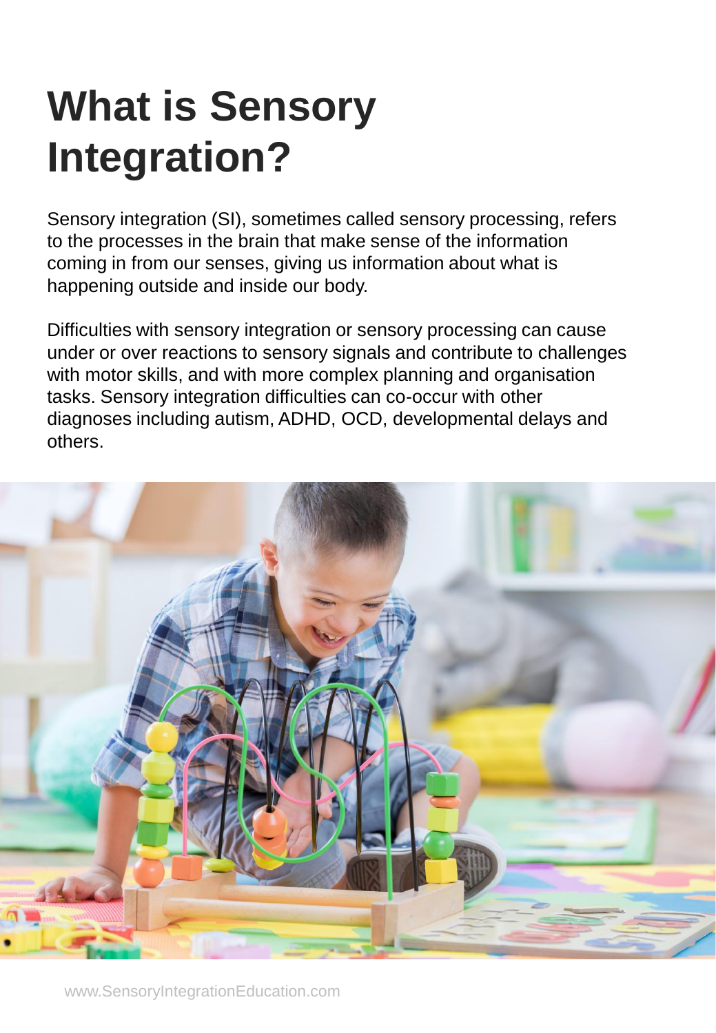# What is Sensory Integration?

Sensory integration (SI), sometimes called sensory processing, refers to the processes in the brain that make sense of the information coming in from our senses, giving us information about what is happening outside and inside our body.

Difficulties with sensory integration or sensory processing can cause under or over reactions to sensory signals and contribute to challenges with motor skills, and with more complex planning and organisation tasks. Sensory integration difficulties can co-occur with other diagnoses including autism, ADHD, OCD, developmental delays and others.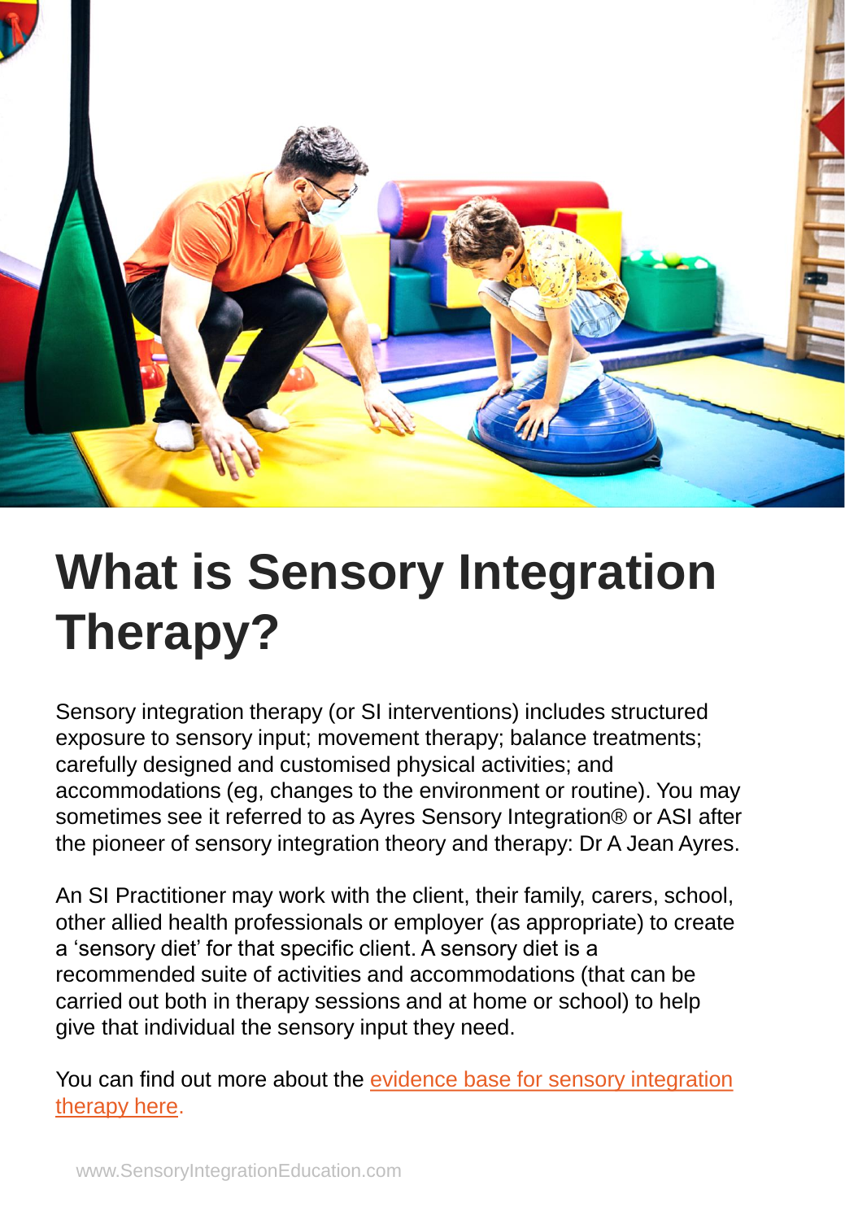# What is Sensory Integration Therapy?

Sensory integration therapy (or SI interventions) includes structured exposure to sensory input; movement therapy; balance treatments; carefully designed and customised physical activities; and accommodations (eg, changes to the environment or routine). You may sometimes see it referred to as Ayres Sensory Integration® or ASI after the pioneer of sensory integration theory and therapy: Dr A Jean Ayres.

An SI Practitioner may work with the client, their family, carers, school, other allied health professionals or employer (as appropriate) to create a 'sensory diet' for that specific client. A sensory diet is a recommended suite of activities and accommodations (that can be carried out both in therapy sessions and at home or school) to help give that individual the sensory input they need.

You can find out more about the evidence base for sensory integration therapy here.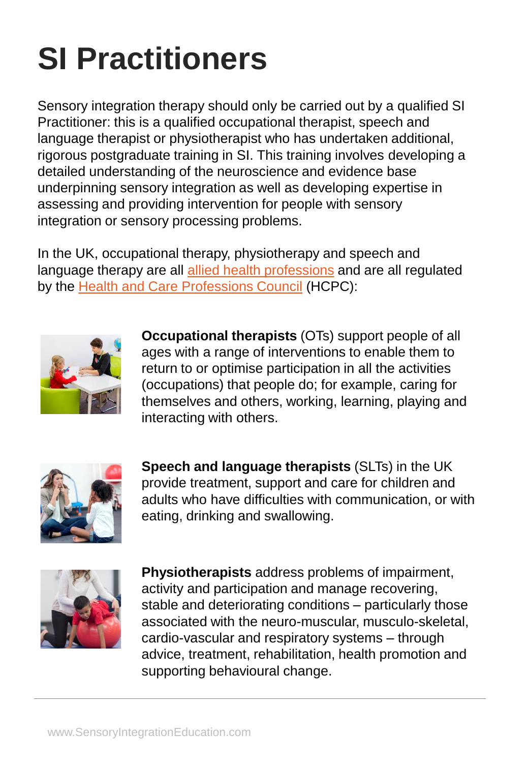# SI Practitioners

Sensory integration therapy should only be carried out by a qualified SI Practitioner: this is a qualified occupational therapist, speech and language therapist or physiotherapist who has undertaken additional, rigorous postgraduate training in SI. This training involves developing a detailed understanding of the neuroscience and evidence base underpinning sensory integration as well as developing expertise in assessing and providing intervention for people with sensory integration or sensory processing problems.

In the UK, occupational therapy, physiotherapy and speech and language therapy are all allied health professions and are all regulated by the Health and Care Professions Council (HCPC):

**Occupational therapists** (OTs) support people of all ages with a range of interventions to enable them to return to or optimise participation in all the activities (occupations) that people do; for example, caring for themselves and others, working, learning, playing and interacting with others.

**Speech and language therapists** (SLTs) in the UK provide treatment, support and care for children and adults who have difficulties with communication, or with eating, drinking and swallowing.

**Physiotherapists** address problems of impairment, activity and participation and manage recovering, stable and deteriorating conditions – particularly those associated with the neuro-muscular, musculo-skeletal, cardio-vascular and respiratory systems – through advice, treatment, rehabilitation, health promotion and supporting behavioural change.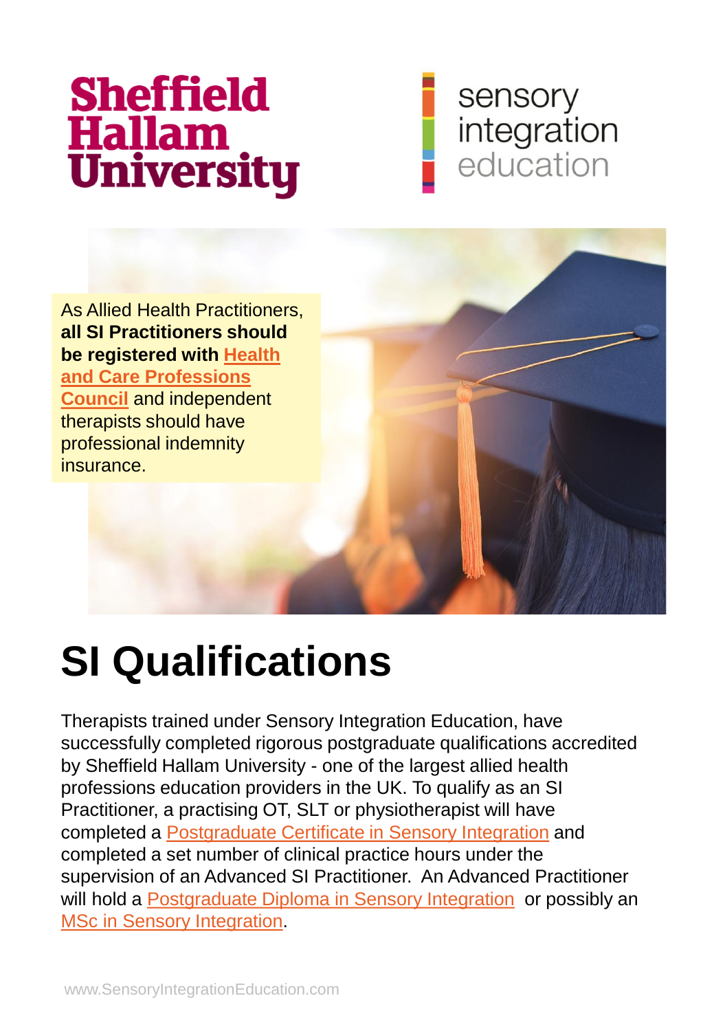Sheffield Hallam University

sensory integration education

As Allied Health Practitioners, **all SI Practitioners should be registered with Health and Care Professions Council** and independent therapists should have professional indemnity insurance.

# SI Qualifications

Therapists trained under Sensory Integration Education, have successfully completed rigorous postgraduate qualifications accredited by Sheffield Hallam University - one of the largest allied health professions education providers in the UK. To qualify as an SI Practitioner, a practising OT, SLT or physiotherapist will have completed a Postgraduate Certificate in Sensory Integration and completed a set number of clinical practice hours under the supervision of an Advanced SI Practitioner. An Advanced Practitioner will hold a Postgraduate Diploma in Sensory Integration or possibly an MSc in Sensory Integration.

www.SensoryIntegrationEducation.com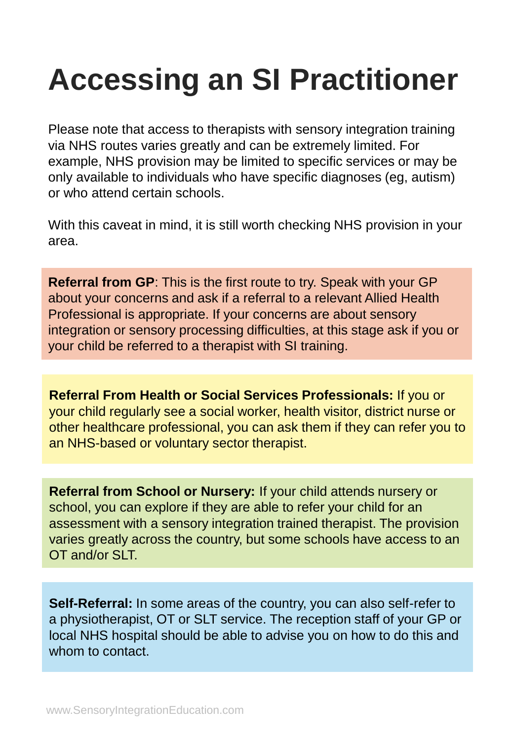# Accessing an SI Practitioner

Please note that access to therapists with sensory integration training via NHS routes varies greatly and can be extremely limited. For example, NHS provision may be limited to specific services or may be only available to individuals who have specific diagnoses (eg, autism) or who attend certain schools.

With this caveat in mind, it is still worth checking NHS provision in your area.

**Referral from GP**: This is the first route to try. Speak with your GP about your concerns and ask if a referral to a relevant Allied Health Professional is appropriate. If your concerns are about sensory integration or sensory processing difficulties, at this stage ask if you or your child be referred to a therapist with SI training.

**Referral From Health or Social Services Professionals:** If you or your child regularly see a social worker, health visitor, district nurse or other healthcare professional, you can ask them if they can refer you to an NHS-based or voluntary sector therapist.

**Referral from School or Nursery:** If your child attends nursery or school, you can explore if they are able to refer your child for an assessment with a sensory integration trained therapist. The provision varies greatly across the country, but some schools have access to an OT and/or SLT.

**Self-Referral:** In some areas of the country, you can also self-refer to a physiotherapist, OT or SLT service. The reception staff of your GP or local NHS hospital should be able to advise you on how to do this and whom to contact.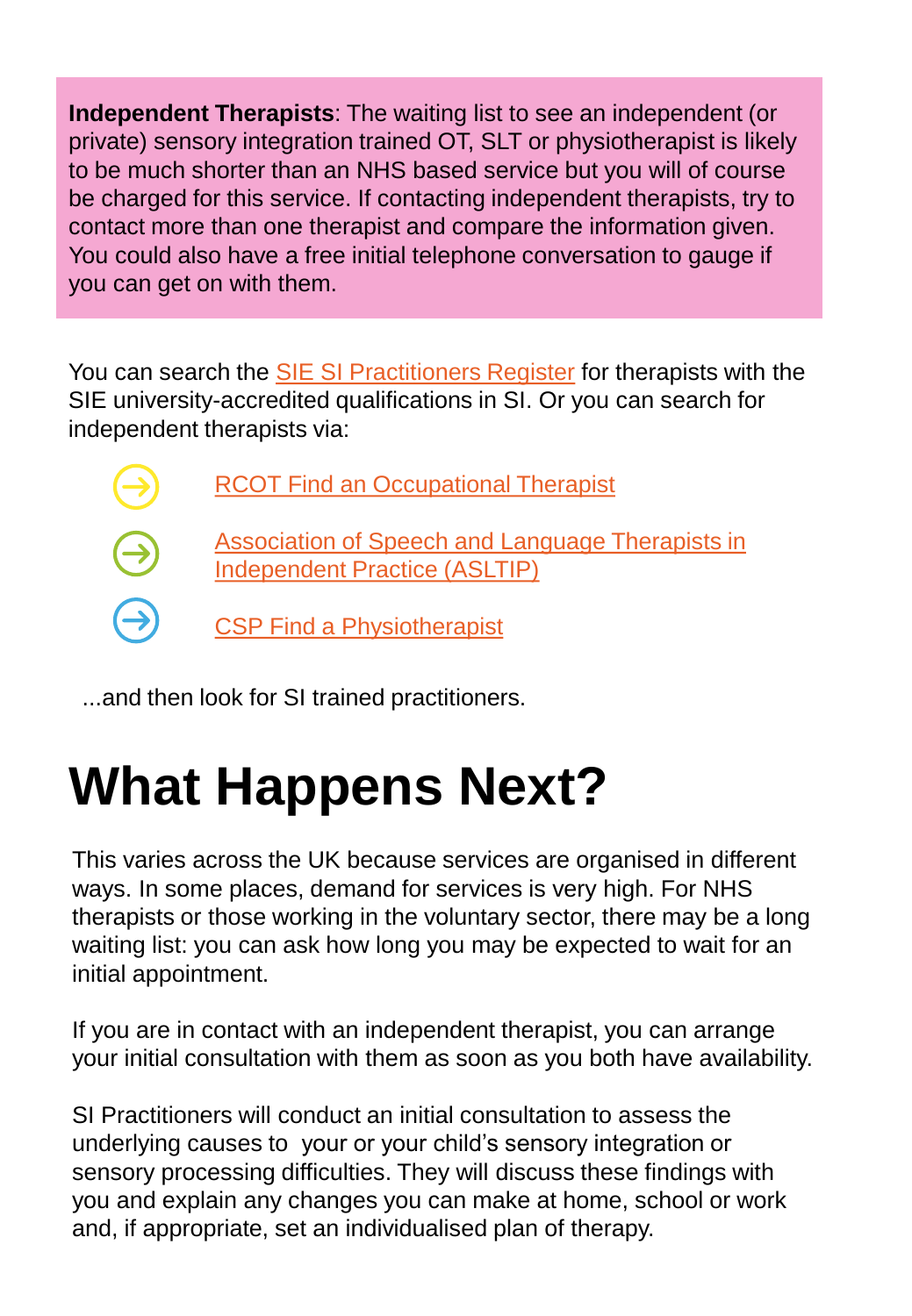**Independent Therapists**: The waiting list to see an independent (or private) sensory integration trained OT, SLT or physiotherapist is likely to be much shorter than an NHS based service but you will of course be charged for this service. If contacting independent therapists, try to contact more than one therapist and compare the information given. You could also have a free initial telephone conversation to gauge if you can get on with them.

You can search the SIE SI Practitioners Register for therapists with the SIE university-accredited qualifications in SI. Or you can search for independent therapists via:

- RCOT Find an Occupational Therapist
- Association of Speech and Language Therapists in Independent Practice (ASLTIP)
- CSP Find a Physiotherapist

...and then look for SI trained practitioners.

# What Happens Next?

This varies across the UK because services are organised in different ways. In some places, demand for services is very high. For NHS therapists or those working in the voluntary sector, there may be a long waiting list: you can ask how long you may be expected to wait for an initial appointment.

If you are in contact with an independent therapist, you can arrange your initial consultation with them as soon as you both have availability.

SI Practitioners will conduct an initial consultation to assess the underlying causes to your or your child's sensory integration or sensory processing difficulties. They will discuss these findings with you and explain any changes you can make at home, school or work and, if appropriate, set an individualised plan of therapy.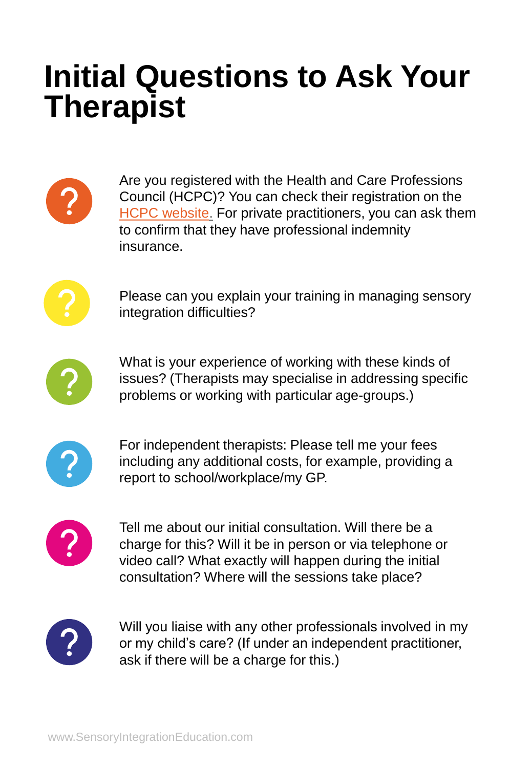# Initial Questions to Ask Your Therapist

- Are you registered with the Health and Care Professions Council (HCPC)? You can check their registration on the HCPC website. For private practitioners, you can ask them to confirm that they have professional indemnity insurance.

- Please can you explain your training in managing sensory integration difficulties?

- What is your experience of working with these kinds of issues? (Therapists may specialise in addressing specific problems or working with particular age-groups.)

- For independent therapists: Please tell me your fees including any additional costs, for example, providing a report to school/workplace/my GP.

- Tell me about our initial consultation. Will there be a charge for this? Will it be in person or via telephone or video call? What exactly will happen during the initial consultation? Where will the sessions take place?

- Will you liaise with any other professionals involved in my or my child's care? (If under an independent practitioner, ask if there will be a charge for this.)

www.SensoryIntegrationEducation.com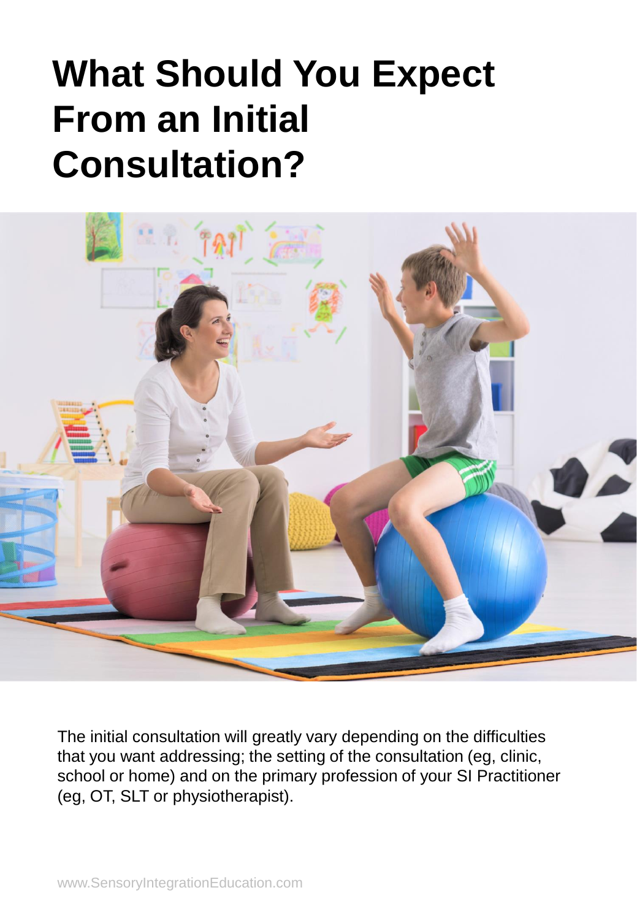# What Should You Expect From an Initial Consultation?

The initial consultation will greatly vary depending on the difficulties that you want addressing; the setting of the consultation (eg, clinic, school or home) and on the primary profession of your SI Practitioner (eg, OT, SLT or physiotherapist).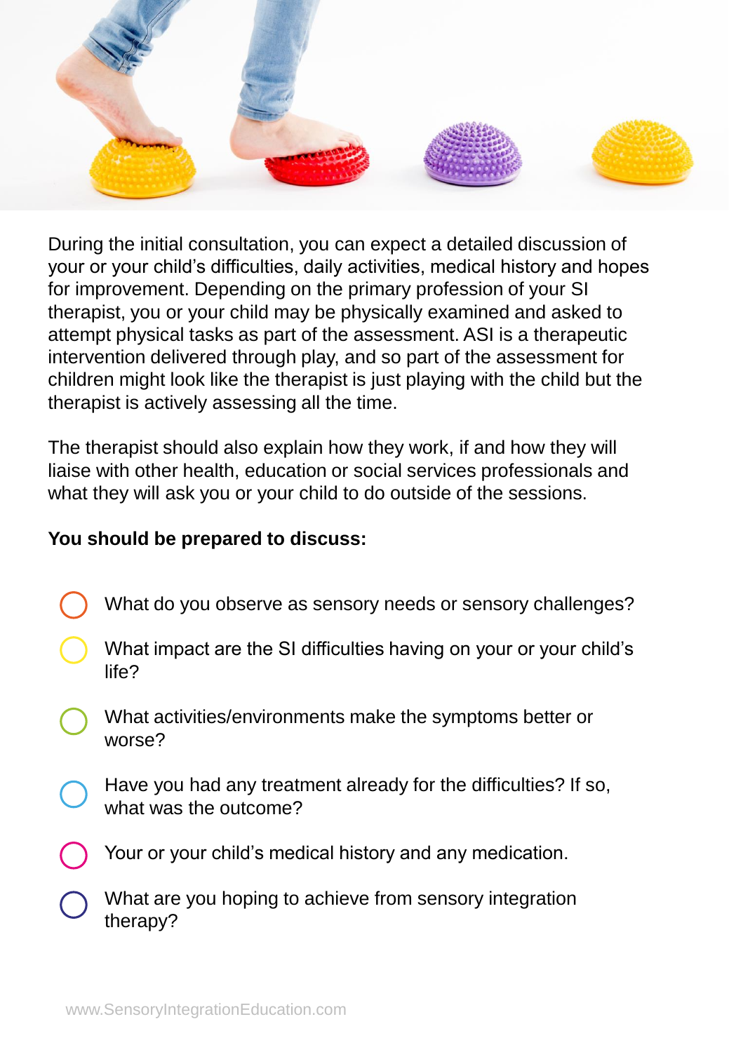During the initial consultation, you can expect a detailed discussion of your or your child's difficulties, daily activities, medical history and hopes for improvement. Depending on the primary profession of your SI therapist, you or your child may be physically examined and asked to attempt physical tasks as part of the assessment. ASI is a therapeutic intervention delivered through play, and so part of the assessment for children might look like the therapist is just playing with the child but the therapist is actively assessing all the time.

The therapist should also explain how they work, if and how they will liaise with other health, education or social services professionals and what they will ask you or your child to do outside of the sessions.

**You should be prepared to discuss:**

- What do you observe as sensory needs or sensory challenges?
- What impact are the SI difficulties having on your or your child's life?
- What activities/environments make the symptoms better or worse?
- Have you had any treatment already for the difficulties? If so, what was the outcome?
- Your or your child's medical history and any medication.
- What are you hoping to achieve from sensory integration therapy?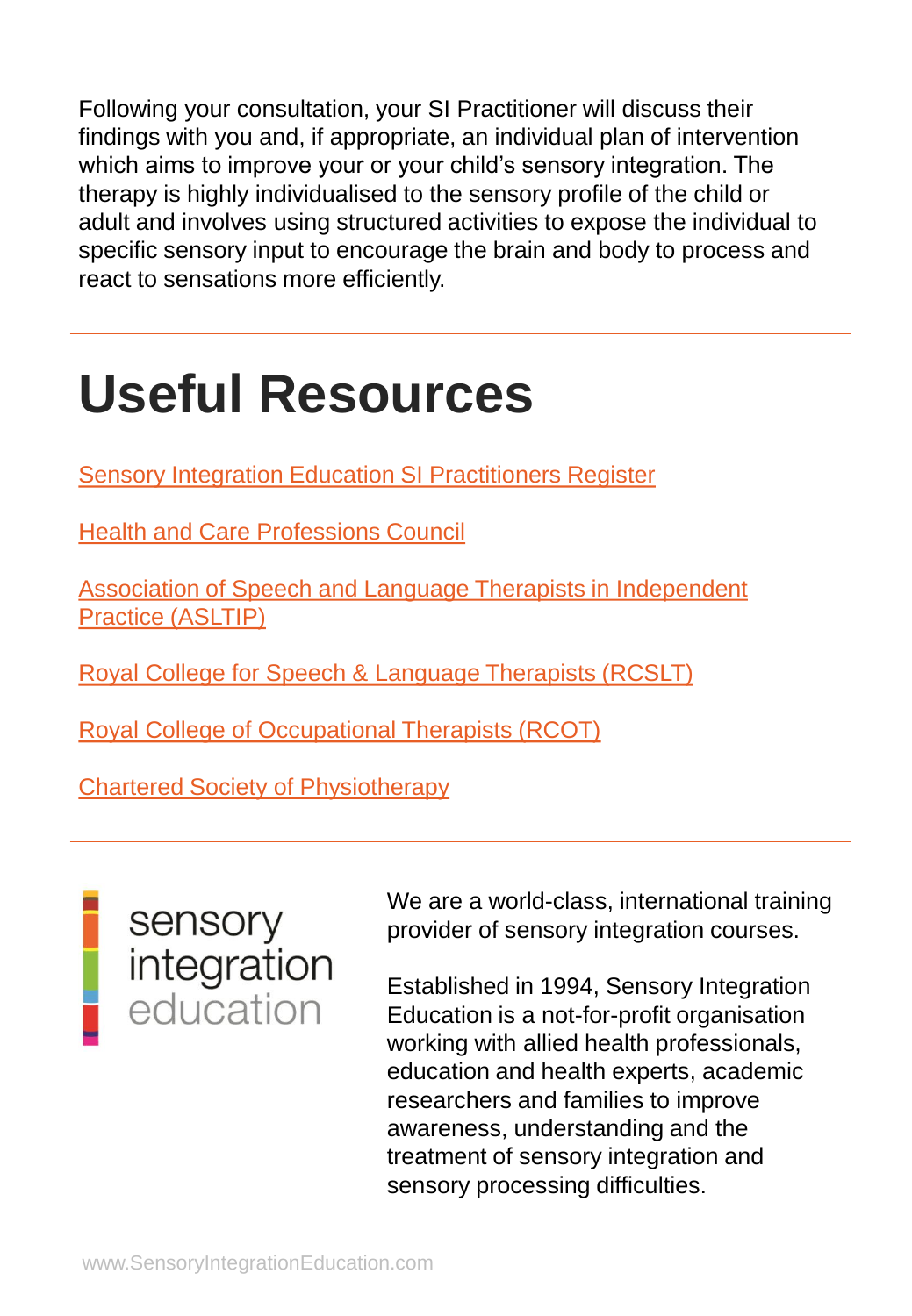Following your consultation, your SI Practitioner will discuss their findings with you and, if appropriate, an individual plan of intervention which aims to improve your or your child's sensory integration. The therapy is highly individualised to the sensory profile of the child or adult and involves using structured activities to expose the individual to specific sensory input to encourage the brain and body to process and react to sensations more efficiently.

---

# Useful Resources

Sensory Integration Education SI Practitioners Register

Health and Care Professions Council

Association of Speech and Language Therapists in Independent Practice (ASLTIP)

Royal College for Speech & Language Therapists (RCSLT)

Royal College of Occupational Therapists (RCOT)

Chartered Society of Physiotherapy

---

sensory integration education

We are a world-class, international training provider of sensory integration courses.

Established in 1994, Sensory Integration Education is a not-for-profit organisation working with allied health professionals, education and health experts, academic researchers and families to improve awareness, understanding and the treatment of sensory integration and sensory processing difficulties.

www.SensoryIntegrationEducation.com